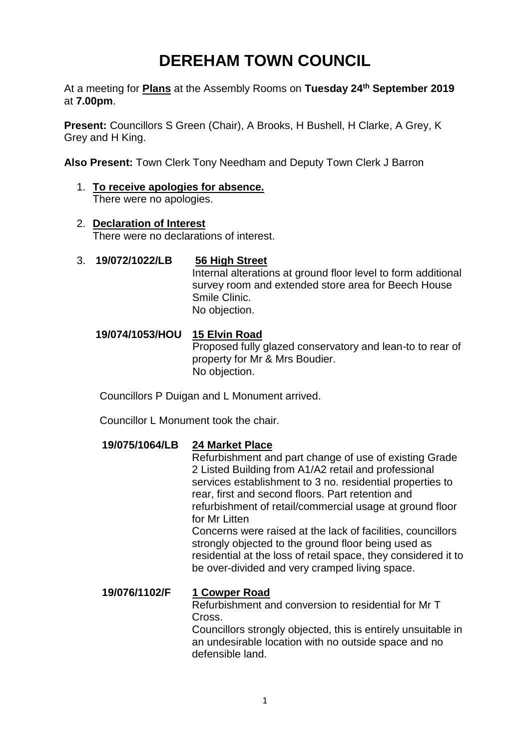# DEREHAM TOWN COUNCIL

At a meeting for **Plans** at the Assembly Rooms on **Tuesday 24th September 2019** at **7.00pm**.

**Present:** Councillors S Green (Chair), A Brooks, H Bushell, H Clarke, A Grey, K Grey and H King.

**Also Present:** Town Clerk Tony Needham and Deputy Town Clerk J Barron

1. **To receive apologies for absence.**
   There were no apologies.

2. **Declaration of Interest**
   There were no declarations of interest.

3. **19/072/1022/LB** **56 High Street**
   Internal alterations at ground floor level to form additional survey room and extended store area for Beech House Smile Clinic.
   No objection.

   **19/074/1053/HOU** **15 Elvin Road**
   Proposed fully glazed conservatory and lean-to to rear of property for Mr & Mrs Boudier.
   No objection.

   Councillors P Duigan and L Monument arrived.

   Councillor L Monument took the chair.

   **19/075/1064/LB** **24 Market Place**
   Refurbishment and part change of use of existing Grade 2 Listed Building from A1/A2 retail and professional services establishment to 3 no. residential properties to rear, first and second floors. Part retention and refurbishment of retail/commercial usage at ground floor for Mr Litten
   Concerns were raised at the lack of facilities, councillors strongly objected to the ground floor being used as residential at the loss of retail space, they considered it to be over-divided and very cramped living space.

   **19/076/1102/F** **1 Cowper Road**
   Refurbishment and conversion to residential for Mr T Cross.
   Councillors strongly objected, this is entirely unsuitable in an undesirable location with no outside space and no defensible land.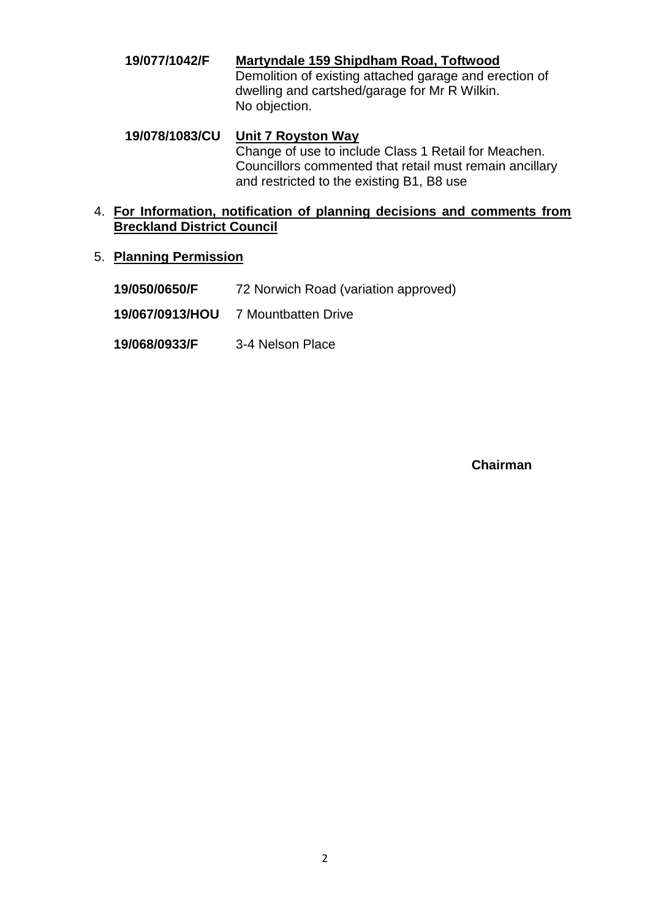**19/077/1042/F** **Martyndale 159 Shipdham Road, Toftwood**
Demolition of existing attached garage and erection of dwelling and cartshed/garage for Mr R Wilkin.
No objection.

**19/078/1083/CU** **Unit 7 Royston Way**
Change of use to include Class 1 Retail for Meachen.
Councillors commented that retail must remain ancillary and restricted to the existing B1, B8 use

4. **For Information, notification of planning decisions and comments from Breckland District Council**

5. **Planning Permission**

| | |
|---|---|
| **19/050/0650/F** | 72 Norwich Road (variation approved) |
| **19/067/0913/HOU** | 7 Mountbatten Drive |
| **19/068/0933/F** | 3-4 Nelson Place |

**Chairman**